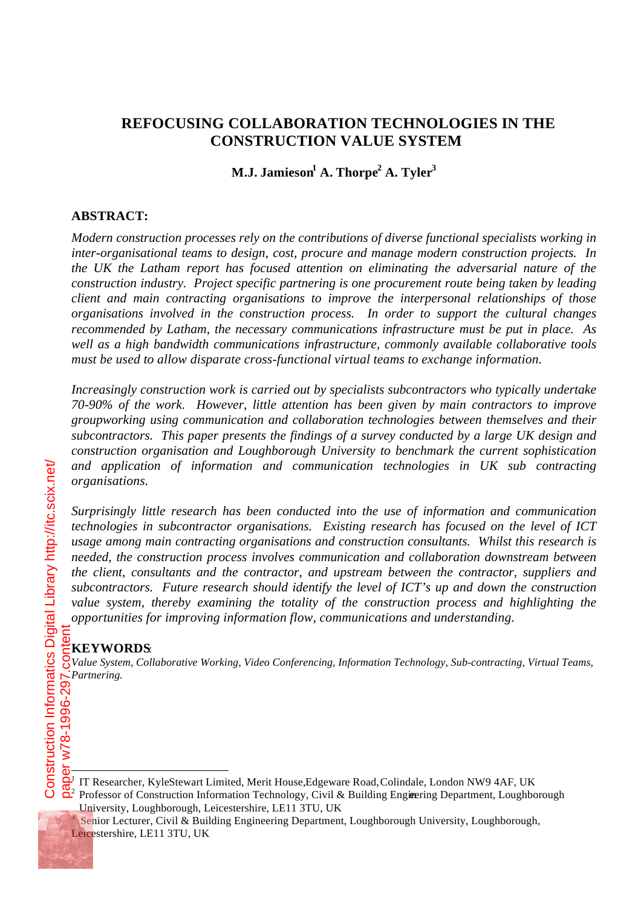# REFOCUSING COLLABORATION TECHNOLOGIES IN THE CONSTRUCTION VALUE SYSTEM

**M.J. Jamieson[1] A. Thorpe[2] A. Tyler[3]**

## ABSTRACT:

*Modern construction processes rely on the contributions of diverse functional specialists working in inter-organisational teams to design, cost, procure and manage modern construction projects. In the UK the Latham report has focused attention on eliminating the adversarial nature of the construction industry. Project specific partnering is one procurement route being taken by leading client and main contracting organisations to improve the interpersonal relationships of those organisations involved in the construction process. In order to support the cultural changes recommended by Latham, the necessary communications infrastructure must be put in place. As well as a high bandwidth communications infrastructure, commonly available collaborative tools must be used to allow disparate cross-functional virtual teams to exchange information.*

*Increasingly construction work is carried out by specialists subcontractors who typically undertake 70-90% of the work. However, little attention has been given by main contractors to improve groupworking using communication and collaboration technologies between themselves and their subcontractors. This paper presents the findings of a survey conducted by a large UK design and construction organisation and Loughborough University to benchmark the current sophistication and application of information and communication technologies in UK sub contracting organisations.*

*Surprisingly little research has been conducted into the use of information and communication technologies in subcontractor organisations. Existing research has focused on the level of ICT usage among main contracting organisations and construction consultants. Whilst this research is needed, the construction process involves communication and collaboration downstream between the client, consultants and the contractor, and upstream between the contractor, suppliers and subcontractors. Future research should identify the level of ICT's up and down the construction value system, thereby examining the totality of the construction process and highlighting the opportunities for improving information flow, communications and understanding.*

## KEYWORDS:

*Value System, Collaborative Working, Video Conferencing, Information Technology, Sub-contracting, Virtual Teams, Partnering.*

---

[1] IT Researcher, KyleStewart Limited, Merit House, Edgeware Road, Colindale, London NW9 4AF, UK

[2] Professor of Construction Information Technology, Civil & Building Engineering Department, Loughborough University, Loughborough, Leicestershire, LE11 3TU, UK

[3] Senior Lecturer, Civil & Building Engineering Department, Loughborough University, Loughborough, Leicestershire, LE11 3TU, UK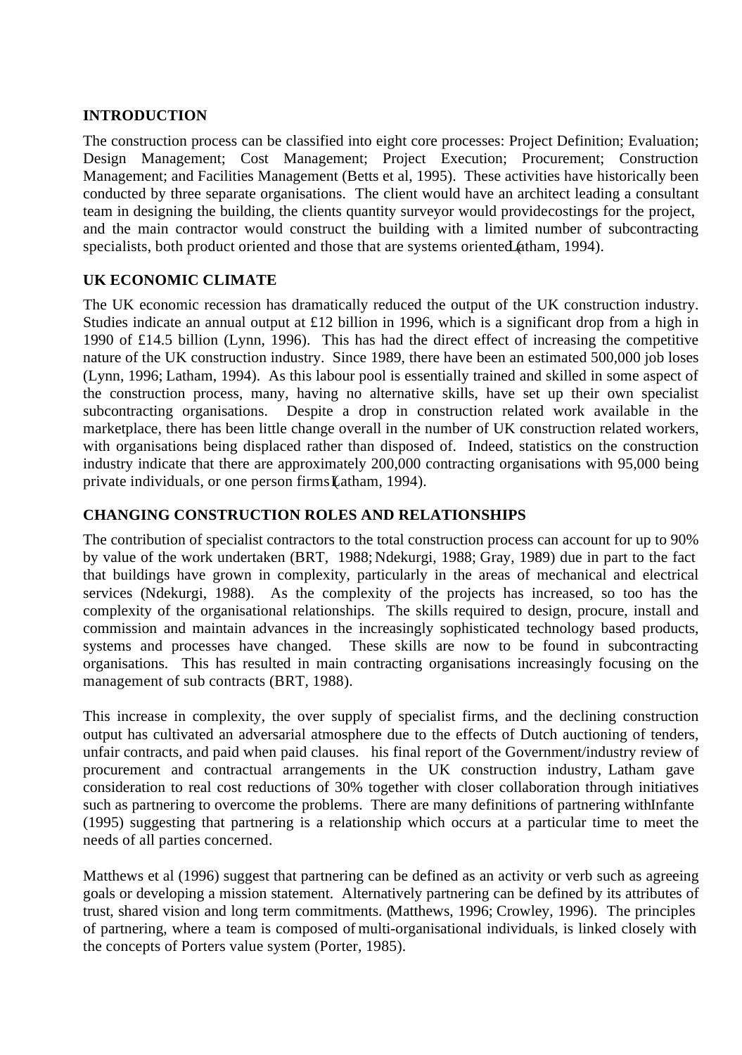## INTRODUCTION

The construction process can be classified into eight core processes: Project Definition; Evaluation; Design Management; Cost Management; Project Execution; Procurement; Construction Management; and Facilities Management (Betts et al, 1995). These activities have historically been conducted by three separate organisations. The client would have an architect leading a consultant team in designing the building, the clients quantity surveyor would provide costings for the project, and the main contractor would construct the building with a limited number of subcontracting specialists, both product oriented and those that are systems oriented (Latham, 1994).

## UK ECONOMIC CLIMATE

The UK economic recession has dramatically reduced the output of the UK construction industry. Studies indicate an annual output at £12 billion in 1996, which is a significant drop from a high in 1990 of £14.5 billion (Lynn, 1996). This has had the direct effect of increasing the competitive nature of the UK construction industry. Since 1989, there have been an estimated 500,000 job loses (Lynn, 1996; Latham, 1994). As this labour pool is essentially trained and skilled in some aspect of the construction process, many, having no alternative skills, have set up their own specialist subcontracting organisations. Despite a drop in construction related work available in the marketplace, there has been little change overall in the number of UK construction related workers, with organisations being displaced rather than disposed of. Indeed, statistics on the construction industry indicate that there are approximately 200,000 contracting organisations with 95,000 being private individuals, or one person firms (Latham, 1994).

## CHANGING CONSTRUCTION ROLES AND RELATIONSHIPS

The contribution of specialist contractors to the total construction process can account for up to 90% by value of the work undertaken (BRT, 1988; Ndekurgi, 1988; Gray, 1989) due in part to the fact that buildings have grown in complexity, particularly in the areas of mechanical and electrical services (Ndekurgi, 1988). As the complexity of the projects has increased, so too has the complexity of the organisational relationships. The skills required to design, procure, install and commission and maintain advances in the increasingly sophisticated technology based products, systems and processes have changed. These skills are now to be found in subcontracting organisations. This has resulted in main contracting organisations increasingly focusing on the management of sub contracts (BRT, 1988).

This increase in complexity, the over supply of specialist firms, and the declining construction output has cultivated an adversarial atmosphere due to the effects of Dutch auctioning of tenders, unfair contracts, and paid when paid clauses. his final report of the Government/industry review of procurement and contractual arrangements in the UK construction industry, Latham gave consideration to real cost reductions of 30% together with closer collaboration through initiatives such as partnering to overcome the problems. There are many definitions of partnering with Infante (1995) suggesting that partnering is a relationship which occurs at a particular time to meet the needs of all parties concerned.

Matthews et al (1996) suggest that partnering can be defined as an activity or verb such as agreeing goals or developing a mission statement. Alternatively partnering can be defined by its attributes of trust, shared vision and long term commitments. (Matthews, 1996; Crowley, 1996). The principles of partnering, where a team is composed of multi-organisational individuals, is linked closely with the concepts of Porters value system (Porter, 1985).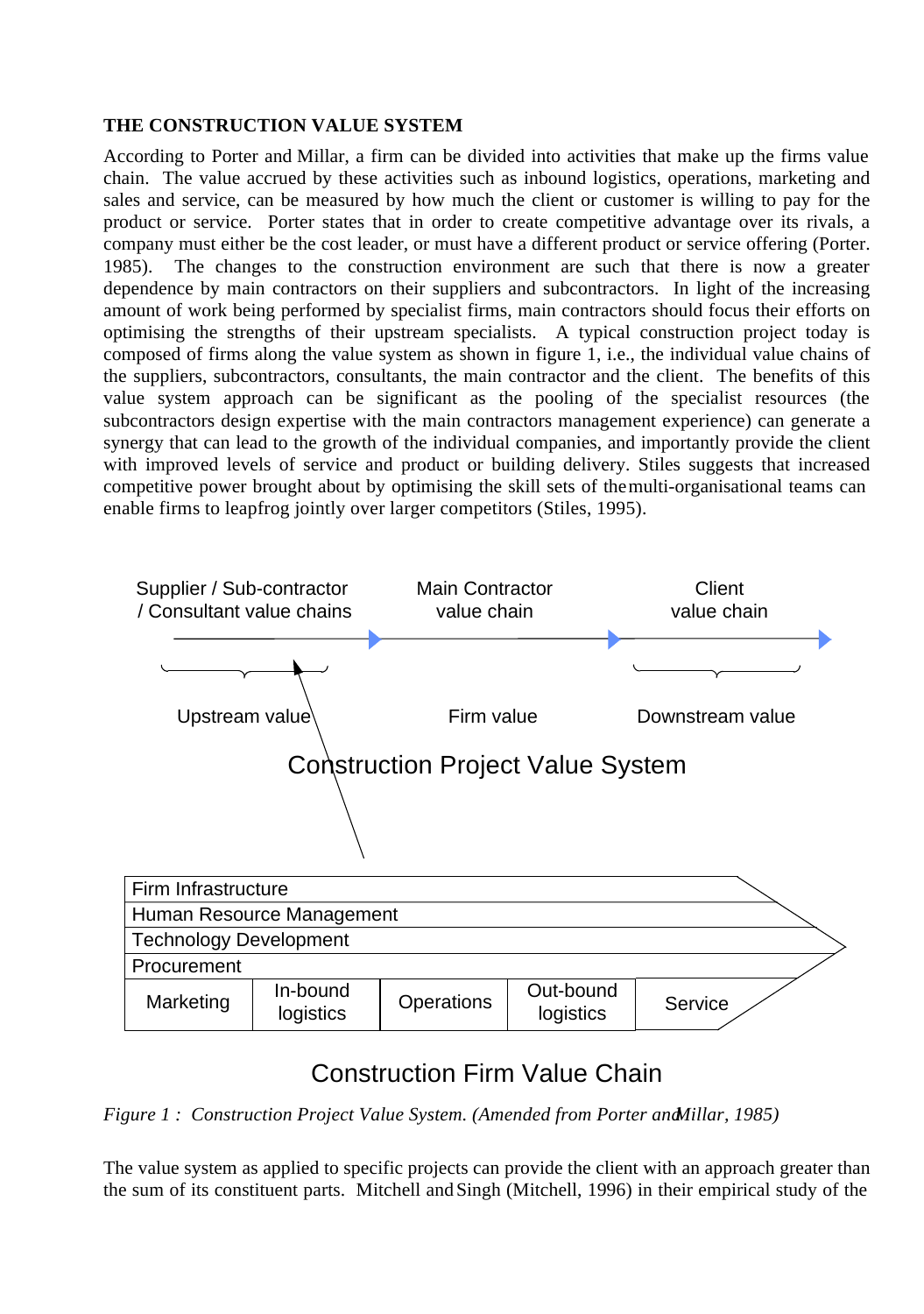**THE CONSTRUCTION VALUE SYSTEM**

According to Porter and Millar, a firm can be divided into activities that make up the firms value chain. The value accrued by these activities such as inbound logistics, operations, marketing and sales and service, can be measured by how much the client or customer is willing to pay for the product or service. Porter states that in order to create competitive advantage over its rivals, a company must either be the cost leader, or must have a different product or service offering (Porter. 1985). The changes to the construction environment are such that there is now a greater dependence by main contractors on their suppliers and subcontractors. In light of the increasing amount of work being performed by specialist firms, main contractors should focus their efforts on optimising the strengths of their upstream specialists. A typical construction project today is composed of firms along the value system as shown in figure 1, i.e., the individual value chains of the suppliers, subcontractors, consultants, the main contractor and the client. The benefits of this value system approach can be significant as the pooling of the specialist resources (the subcontractors design expertise with the main contractors management experience) can generate a synergy that can lead to the growth of the individual companies, and importantly provide the client with improved levels of service and product or building delivery. Stiles suggests that increased competitive power brought about by optimising the skill sets of the multi-organisational teams can enable firms to leapfrog jointly over larger competitors (Stiles, 1995).

Supplier / Sub-contractor / Consultant value chains → Main Contractor value chain → Client value chain

Upstream value — Firm value — Downstream value

Construction Project Value System

Firm Infrastructure
Human Resource Management
Technology Development
Procurement

| Marketing | In-bound logistics | Operations | Out-bound logistics | Service |
|---|---|---|---|---|

Construction Firm Value Chain

*Figure 1 : Construction Project Value System. (Amended from Porter and Millar, 1985)*

The value system as applied to specific projects can provide the client with an approach greater than the sum of its constituent parts. Mitchell and Singh (Mitchell, 1996) in their empirical study of the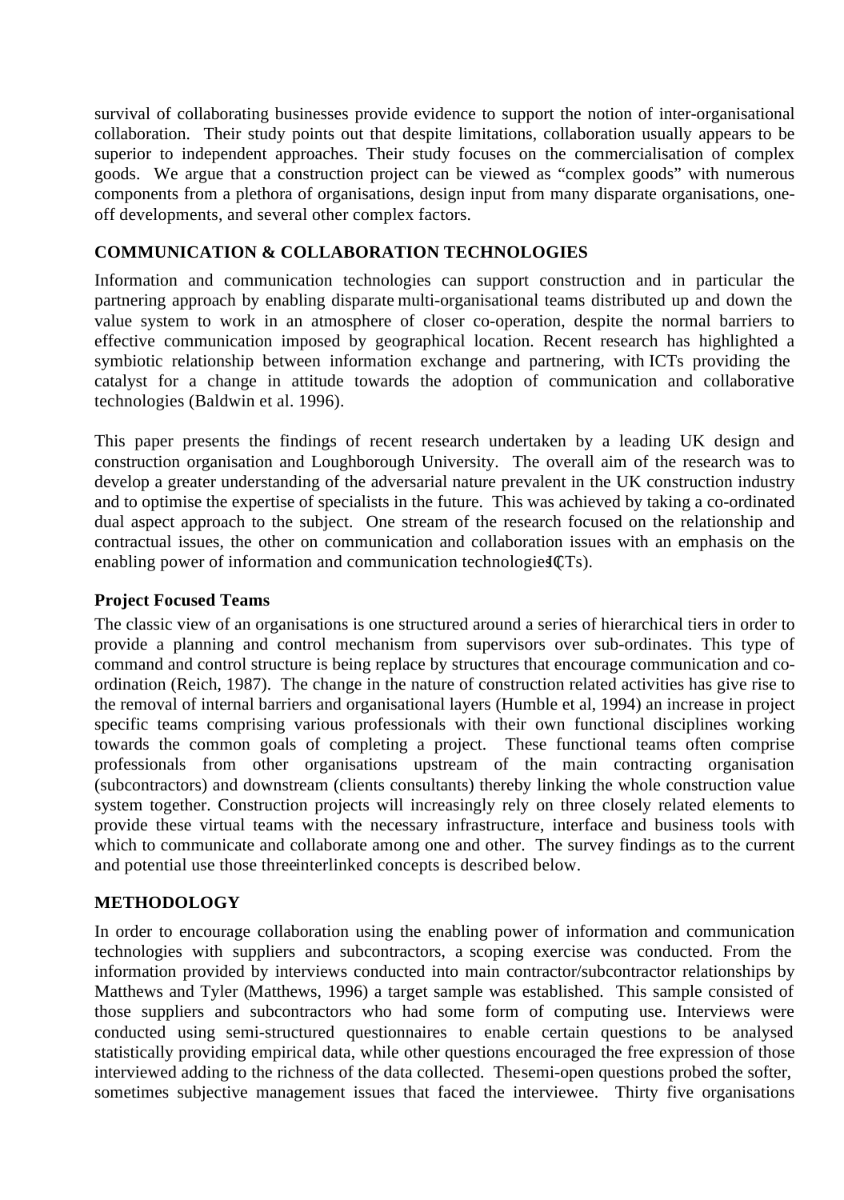survival of collaborating businesses provide evidence to support the notion of inter-organisational collaboration. Their study points out that despite limitations, collaboration usually appears to be superior to independent approaches. Their study focuses on the commercialisation of complex goods. We argue that a construction project can be viewed as "complex goods" with numerous components from a plethora of organisations, design input from many disparate organisations, one-off developments, and several other complex factors.

## COMMUNICATION & COLLABORATION TECHNOLOGIES

Information and communication technologies can support construction and in particular the partnering approach by enabling disparate multi-organisational teams distributed up and down the value system to work in an atmosphere of closer co-operation, despite the normal barriers to effective communication imposed by geographical location. Recent research has highlighted a symbiotic relationship between information exchange and partnering, with ICTs providing the catalyst for a change in attitude towards the adoption of communication and collaborative technologies (Baldwin et al. 1996).

This paper presents the findings of recent research undertaken by a leading UK design and construction organisation and Loughborough University. The overall aim of the research was to develop a greater understanding of the adversarial nature prevalent in the UK construction industry and to optimise the expertise of specialists in the future. This was achieved by taking a co-ordinated dual aspect approach to the subject. One stream of the research focused on the relationship and contractual issues, the other on communication and collaboration issues with an emphasis on the enabling power of information and communication technologies (ICTs).

### Project Focused Teams

The classic view of an organisations is one structured around a series of hierarchical tiers in order to provide a planning and control mechanism from supervisors over sub-ordinates. This type of command and control structure is being replace by structures that encourage communication and co-ordination (Reich, 1987). The change in the nature of construction related activities has give rise to the removal of internal barriers and organisational layers (Humble et al, 1994) an increase in project specific teams comprising various professionals with their own functional disciplines working towards the common goals of completing a project. These functional teams often comprise professionals from other organisations upstream of the main contracting organisation (subcontractors) and downstream (clients consultants) thereby linking the whole construction value system together. Construction projects will increasingly rely on three closely related elements to provide these virtual teams with the necessary infrastructure, interface and business tools with which to communicate and collaborate among one and other. The survey findings as to the current and potential use those three interlinked concepts is described below.

## METHODOLOGY

In order to encourage collaboration using the enabling power of information and communication technologies with suppliers and subcontractors, a scoping exercise was conducted. From the information provided by interviews conducted into main contractor/subcontractor relationships by Matthews and Tyler (Matthews, 1996) a target sample was established. This sample consisted of those suppliers and subcontractors who had some form of computing use. Interviews were conducted using semi-structured questionnaires to enable certain questions to be analysed statistically providing empirical data, while other questions encouraged the free expression of those interviewed adding to the richness of the data collected. The semi-open questions probed the softer, sometimes subjective management issues that faced the interviewee. Thirty five organisations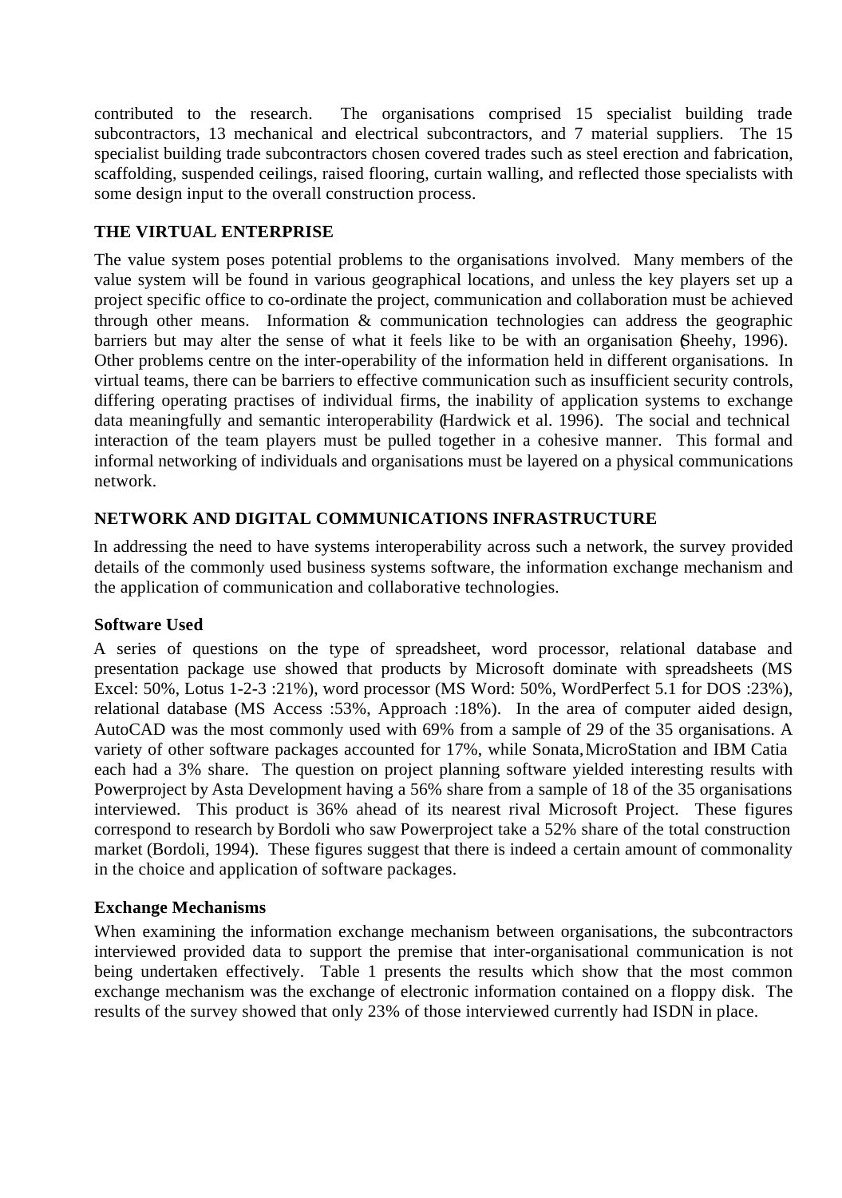contributed to the research. The organisations comprised 15 specialist building trade subcontractors, 13 mechanical and electrical subcontractors, and 7 material suppliers. The 15 specialist building trade subcontractors chosen covered trades such as steel erection and fabrication, scaffolding, suspended ceilings, raised flooring, curtain walling, and reflected those specialists with some design input to the overall construction process.

## THE VIRTUAL ENTERPRISE

The value system poses potential problems to the organisations involved. Many members of the value system will be found in various geographical locations, and unless the key players set up a project specific office to co-ordinate the project, communication and collaboration must be achieved through other means. Information & communication technologies can address the geographic barriers but may alter the sense of what it feels like to be with an organisation (Sheehy, 1996). Other problems centre on the inter-operability of the information held in different organisations. In virtual teams, there can be barriers to effective communication such as insufficient security controls, differing operating practises of individual firms, the inability of application systems to exchange data meaningfully and semantic interoperability (Hardwick et al. 1996). The social and technical interaction of the team players must be pulled together in a cohesive manner. This formal and informal networking of individuals and organisations must be layered on a physical communications network.

## NETWORK AND DIGITAL COMMUNICATIONS INFRASTRUCTURE

In addressing the need to have systems interoperability across such a network, the survey provided details of the commonly used business systems software, the information exchange mechanism and the application of communication and collaborative technologies.

### Software Used

A series of questions on the type of spreadsheet, word processor, relational database and presentation package use showed that products by Microsoft dominate with spreadsheets (MS Excel: 50%, Lotus 1-2-3 :21%), word processor (MS Word: 50%, WordPerfect 5.1 for DOS :23%), relational database (MS Access :53%, Approach :18%). In the area of computer aided design, AutoCAD was the most commonly used with 69% from a sample of 29 of the 35 organisations. A variety of other software packages accounted for 17%, while Sonata, MicroStation and IBM Catia each had a 3% share. The question on project planning software yielded interesting results with Powerproject by Asta Development having a 56% share from a sample of 18 of the 35 organisations interviewed. This product is 36% ahead of its nearest rival Microsoft Project. These figures correspond to research by Bordoli who saw Powerproject take a 52% share of the total construction market (Bordoli, 1994). These figures suggest that there is indeed a certain amount of commonality in the choice and application of software packages.

### Exchange Mechanisms

When examining the information exchange mechanism between organisations, the subcontractors interviewed provided data to support the premise that inter-organisational communication is not being undertaken effectively. Table 1 presents the results which show that the most common exchange mechanism was the exchange of electronic information contained on a floppy disk. The results of the survey showed that only 23% of those interviewed currently had ISDN in place.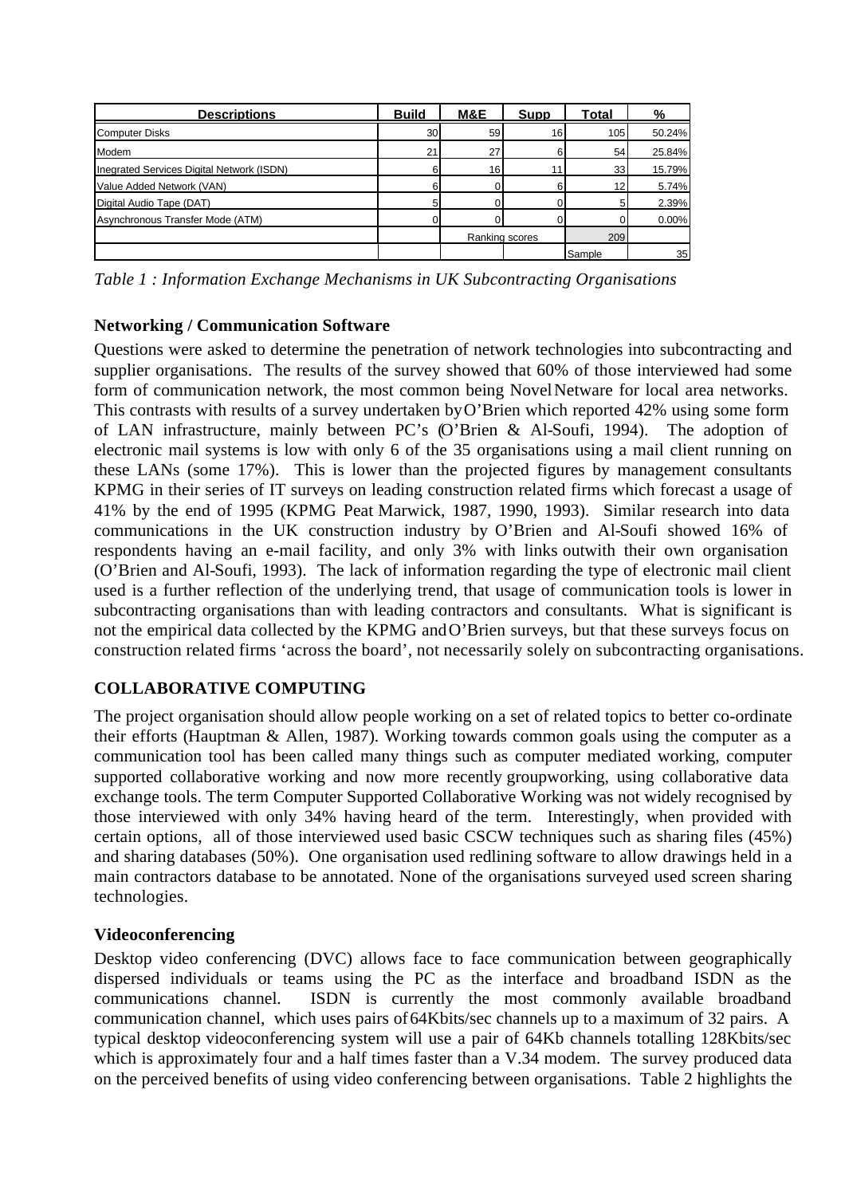| Descriptions | Build | M&E | Supp | Total | % |
|---|---|---|---|---|---|
| Computer Disks | 30 | 59 | 16 | 105 | 50.24% |
| Modem | 21 | 27 | 6 | 54 | 25.84% |
| Inegrated Services Digital Network (ISDN) | 6 | 16 | 11 | 33 | 15.79% |
| Value Added Network (VAN) | 6 | 0 | 6 | 12 | 5.74% |
| Digital Audio Tape (DAT) | 5 | 0 | 0 | 5 | 2.39% |
| Asynchronous Transfer Mode (ATM) | 0 | 0 | 0 | 0 | 0.00% |
| | | Ranking scores | | 209 | |
| | | | | Sample | 35 |

*Table 1 : Information Exchange Mechanisms in UK Subcontracting Organisations*

### Networking / Communication Software

Questions were asked to determine the penetration of network technologies into subcontracting and supplier organisations. The results of the survey showed that 60% of those interviewed had some form of communication network, the most common being Novel Netware for local area networks. This contrasts with results of a survey undertaken by O'Brien which reported 42% using some form of LAN infrastructure, mainly between PC's (O'Brien & Al-Soufi, 1994). The adoption of electronic mail systems is low with only 6 of the 35 organisations using a mail client running on these LANs (some 17%). This is lower than the projected figures by management consultants KPMG in their series of IT surveys on leading construction related firms which forecast a usage of 41% by the end of 1995 (KPMG Peat Marwick, 1987, 1990, 1993). Similar research into data communications in the UK construction industry by O'Brien and Al-Soufi showed 16% of respondents having an e-mail facility, and only 3% with links outwith their own organisation (O'Brien and Al-Soufi, 1993). The lack of information regarding the type of electronic mail client used is a further reflection of the underlying trend, that usage of communication tools is lower in subcontracting organisations than with leading contractors and consultants. What is significant is not the empirical data collected by the KPMG and O'Brien surveys, but that these surveys focus on construction related firms 'across the board', not necessarily solely on subcontracting organisations.

## COLLABORATIVE COMPUTING

The project organisation should allow people working on a set of related topics to better co-ordinate their efforts (Hauptman & Allen, 1987). Working towards common goals using the computer as a communication tool has been called many things such as computer mediated working, computer supported collaborative working and now more recently groupworking, using collaborative data exchange tools. The term Computer Supported Collaborative Working was not widely recognised by those interviewed with only 34% having heard of the term. Interestingly, when provided with certain options, all of those interviewed used basic CSCW techniques such as sharing files (45%) and sharing databases (50%). One organisation used redlining software to allow drawings held in a main contractors database to be annotated. None of the organisations surveyed used screen sharing technologies.

### Videoconferencing

Desktop video conferencing (DVC) allows face to face communication between geographically dispersed individuals or teams using the PC as the interface and broadband ISDN as the communications channel. ISDN is currently the most commonly available broadband communication channel, which uses pairs of 64Kbits/sec channels up to a maximum of 32 pairs. A typical desktop videoconferencing system will use a pair of 64Kb channels totalling 128Kbits/sec which is approximately four and a half times faster than a V.34 modem. The survey produced data on the perceived benefits of using video conferencing between organisations. Table 2 highlights the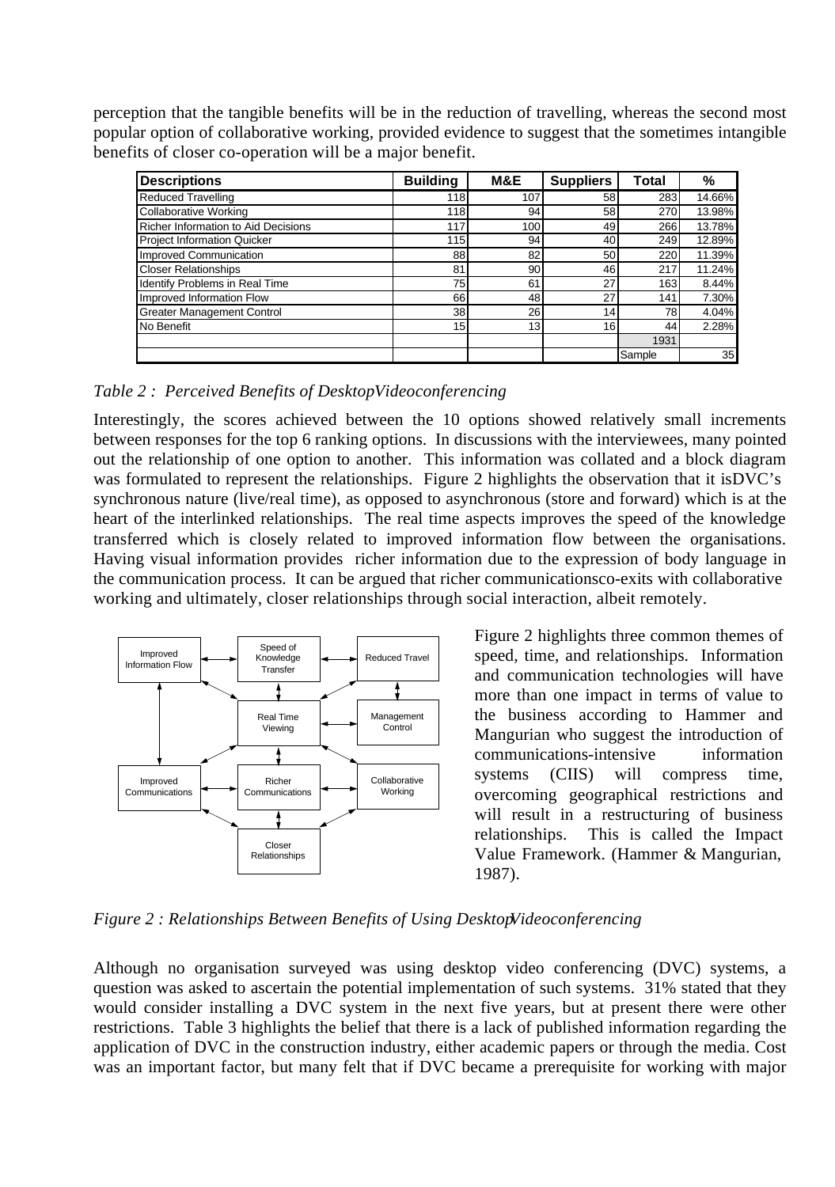perception that the tangible benefits will be in the reduction of travelling, whereas the second most popular option of collaborative working, provided evidence to suggest that the sometimes intangible benefits of closer co-operation will be a major benefit.

| Descriptions | Building | M&E | Suppliers | Total | % |
|---|---|---|---|---|---|
| Reduced Travelling | 118 | 107 | 58 | 283 | 14.66% |
| Collaborative Working | 118 | 94 | 58 | 270 | 13.98% |
| Richer Information to Aid Decisions | 117 | 100 | 49 | 266 | 13.78% |
| Project Information Quicker | 115 | 94 | 40 | 249 | 12.89% |
| Improved Communication | 88 | 82 | 50 | 220 | 11.39% |
| Closer Relationships | 81 | 90 | 46 | 217 | 11.24% |
| Identify Problems in Real Time | 75 | 61 | 27 | 163 | 8.44% |
| Improved Information Flow | 66 | 48 | 27 | 141 | 7.30% |
| Greater Management Control | 38 | 26 | 14 | 78 | 4.04% |
| No Benefit | 15 | 13 | 16 | 44 | 2.28% |
| | | | | 1931 | |
| | | | | Sample | 35 |

*Table 2 : Perceived Benefits of DesktopVideoconferencing*

Interestingly, the scores achieved between the 10 options showed relatively small increments between responses for the top 6 ranking options. In discussions with the interviewees, many pointed out the relationship of one option to another. This information was collated and a block diagram was formulated to represent the relationships. Figure 2 highlights the observation that it isDVC's synchronous nature (live/real time), as opposed to asynchronous (store and forward) which is at the heart of the interlinked relationships. The real time aspects improves the speed of the knowledge transferred which is closely related to improved information flow between the organisations. Having visual information provides richer information due to the expression of body language in the communication process. It can be argued that richer communicationsco-exits with collaborative working and ultimately, closer relationships through social interaction, albeit remotely.

Improved Information Flow | Speed of Knowledge Transfer | Reduced Travel | Real Time Viewing | Management Control | Improved Communications | Richer Communications | Collaborative Working | Closer Relationships

*Figure 2 : Relationships Between Benefits of Using DesktopVideoconferencing*

Figure 2 highlights three common themes of speed, time, and relationships. Information and communication technologies will have more than one impact in terms of value to the business according to Hammer and Mangurian who suggest the introduction of communications-intensive information systems (CIIS) will compress time, overcoming geographical restrictions and will result in a restructuring of business relationships. This is called the Impact Value Framework. (Hammer & Mangurian, 1987).

Although no organisation surveyed was using desktop video conferencing (DVC) systems, a question was asked to ascertain the potential implementation of such systems. 31% stated that they would consider installing a DVC system in the next five years, but at present there were other restrictions. Table 3 highlights the belief that there is a lack of published information regarding the application of DVC in the construction industry, either academic papers or through the media. Cost was an important factor, but many felt that if DVC became a prerequisite for working with major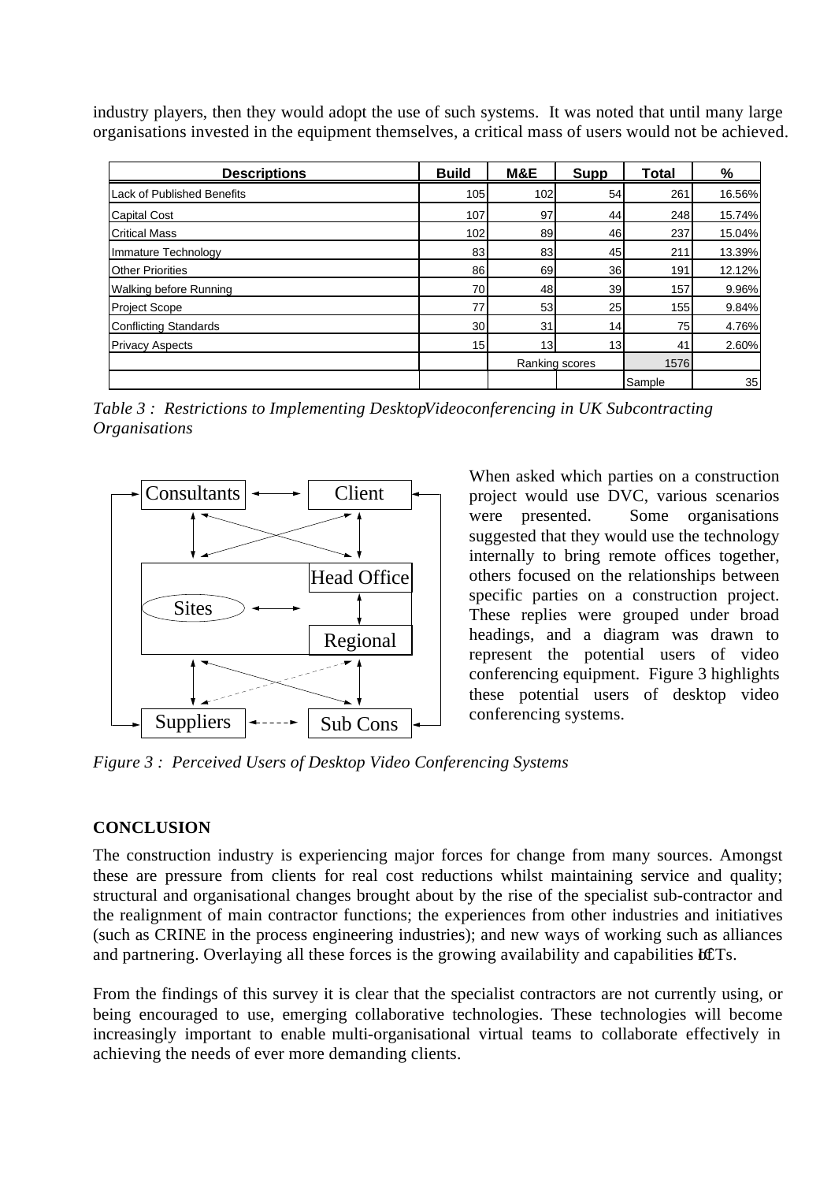industry players, then they would adopt the use of such systems. It was noted that until many large organisations invested in the equipment themselves, a critical mass of users would not be achieved.

| Descriptions | Build | M&E | Supp | Total | % |
|---|---|---|---|---|---|
| Lack of Published Benefits | 105 | 102 | 54 | 261 | 16.56% |
| Capital Cost | 107 | 97 | 44 | 248 | 15.74% |
| Critical Mass | 102 | 89 | 46 | 237 | 15.04% |
| Immature Technology | 83 | 83 | 45 | 211 | 13.39% |
| Other Priorities | 86 | 69 | 36 | 191 | 12.12% |
| Walking before Running | 70 | 48 | 39 | 157 | 9.96% |
| Project Scope | 77 | 53 | 25 | 155 | 9.84% |
| Conflicting Standards | 30 | 31 | 14 | 75 | 4.76% |
| Privacy Aspects | 15 | 13 | 13 | 41 | 2.60% |
| | | Ranking scores | | 1576 | |
| | | | | Sample | 35 |

*Table 3 : Restrictions to Implementing Desktop Videoconferencing in UK Subcontracting Organisations*

When asked which parties on a construction project would use DVC, various scenarios were presented. Some organisations suggested that they would use the technology internally to bring remote offices together, others focused on the relationships between specific parties on a construction project. These replies were grouped under broad headings, and a diagram was drawn to represent the potential users of video conferencing equipment. Figure 3 highlights these potential users of desktop video conferencing systems.

*Figure 3 : Perceived Users of Desktop Video Conferencing Systems*

## CONCLUSION

The construction industry is experiencing major forces for change from many sources. Amongst these are pressure from clients for real cost reductions whilst maintaining service and quality; structural and organisational changes brought about by the rise of the specialist sub-contractor and the realignment of main contractor functions; the experiences from other industries and initiatives (such as CRINE in the process engineering industries); and new ways of working such as alliances and partnering. Overlaying all these forces is the growing availability and capabilities of ICTs.

From the findings of this survey it is clear that the specialist contractors are not currently using, or being encouraged to use, emerging collaborative technologies. These technologies will become increasingly important to enable multi-organisational virtual teams to collaborate effectively in achieving the needs of ever more demanding clients.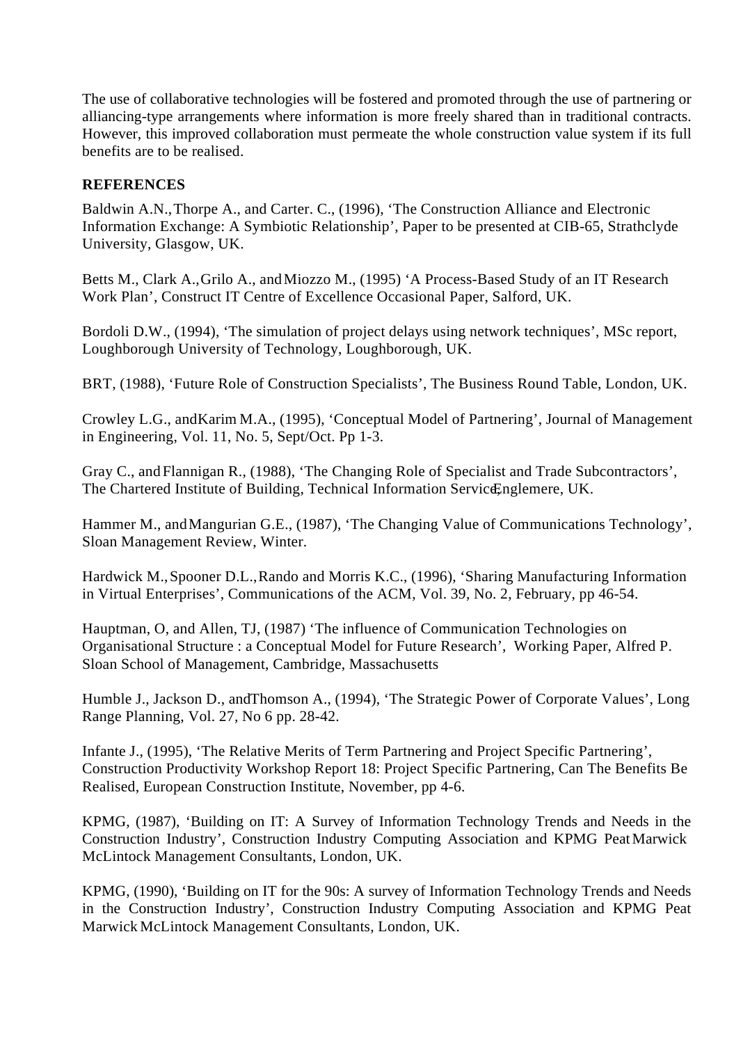The use of collaborative technologies will be fostered and promoted through the use of partnering or alliancing-type arrangements where information is more freely shared than in traditional contracts. However, this improved collaboration must permeate the whole construction value system if its full benefits are to be realised.

**REFERENCES**

Baldwin A.N., Thorpe A., and Carter. C., (1996), 'The Construction Alliance and Electronic Information Exchange: A Symbiotic Relationship', Paper to be presented at CIB-65, Strathclyde University, Glasgow, UK.

Betts M., Clark A., Grilo A., and Miozzo M., (1995) 'A Process-Based Study of an IT Research Work Plan', Construct IT Centre of Excellence Occasional Paper, Salford, UK.

Bordoli D.W., (1994), 'The simulation of project delays using network techniques', MSc report, Loughborough University of Technology, Loughborough, UK.

BRT, (1988), 'Future Role of Construction Specialists', The Business Round Table, London, UK.

Crowley L.G., and Karim M.A., (1995), 'Conceptual Model of Partnering', Journal of Management in Engineering, Vol. 11, No. 5, Sept/Oct. Pp 1-3.

Gray C., and Flannigan R., (1988), 'The Changing Role of Specialist and Trade Subcontractors', The Chartered Institute of Building, Technical Information Service, Englemere, UK.

Hammer M., and Mangurian G.E., (1987), 'The Changing Value of Communications Technology', Sloan Management Review, Winter.

Hardwick M., Spooner D.L., Rando and Morris K.C., (1996), 'Sharing Manufacturing Information in Virtual Enterprises', Communications of the ACM, Vol. 39, No. 2, February, pp 46-54.

Hauptman, O, and Allen, TJ, (1987) 'The influence of Communication Technologies on Organisational Structure : a Conceptual Model for Future Research', Working Paper, Alfred P. Sloan School of Management, Cambridge, Massachusetts

Humble J., Jackson D., and Thomson A., (1994), 'The Strategic Power of Corporate Values', Long Range Planning, Vol. 27, No 6 pp. 28-42.

Infante J., (1995), 'The Relative Merits of Term Partnering and Project Specific Partnering', Construction Productivity Workshop Report 18: Project Specific Partnering, Can The Benefits Be Realised, European Construction Institute, November, pp 4-6.

KPMG, (1987), 'Building on IT: A Survey of Information Technology Trends and Needs in the Construction Industry', Construction Industry Computing Association and KPMG Peat Marwick McLintock Management Consultants, London, UK.

KPMG, (1990), 'Building on IT for the 90s: A survey of Information Technology Trends and Needs in the Construction Industry', Construction Industry Computing Association and KPMG Peat Marwick McLintock Management Consultants, London, UK.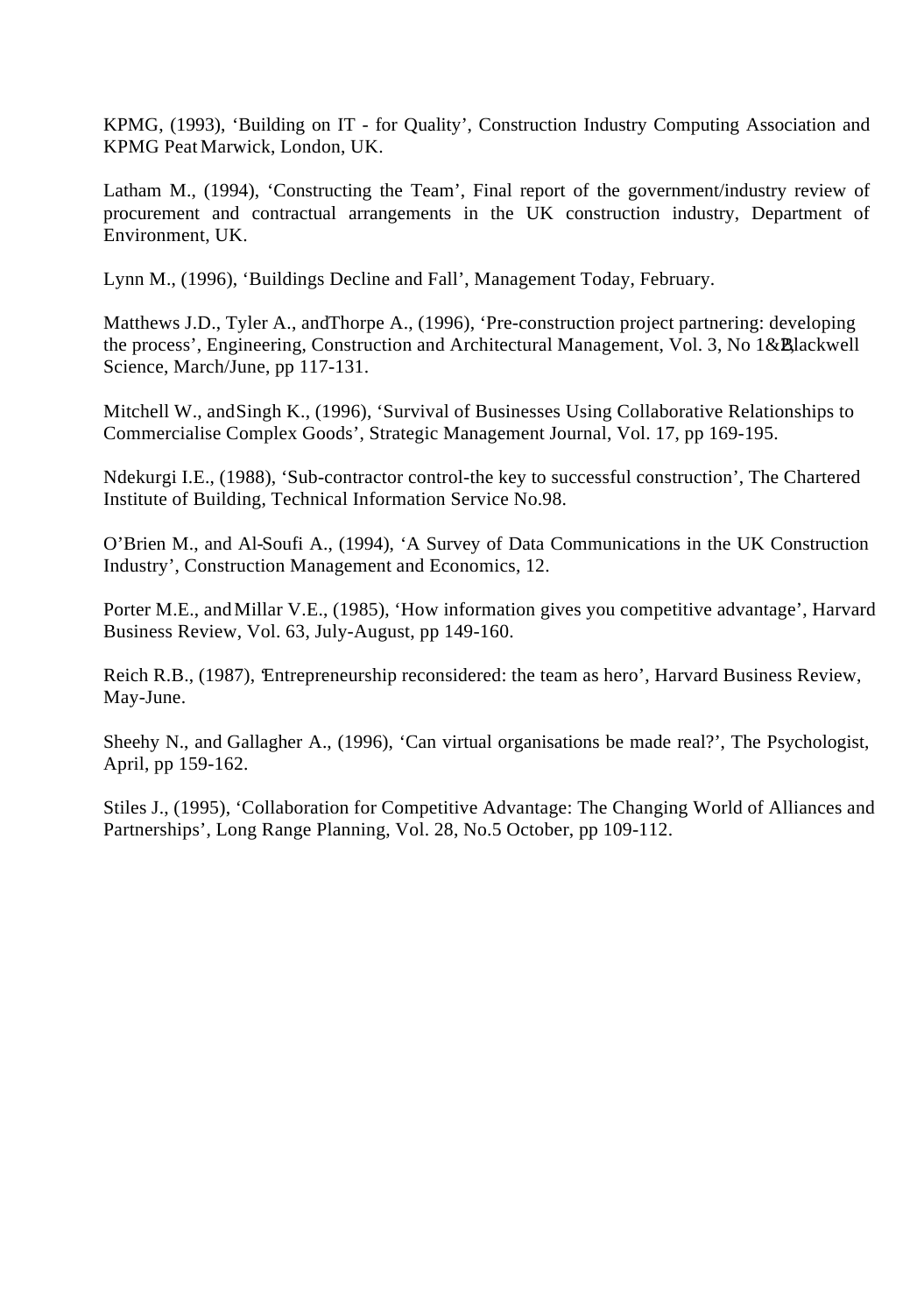KPMG, (1993), 'Building on IT - for Quality', Construction Industry Computing Association and KPMG Peat Marwick, London, UK.

Latham M., (1994), 'Constructing the Team', Final report of the government/industry review of procurement and contractual arrangements in the UK construction industry, Department of Environment, UK.

Lynn M., (1996), 'Buildings Decline and Fall', Management Today, February.

Matthews J.D., Tyler A., and Thorpe A., (1996), 'Pre-construction project partnering: developing the process', Engineering, Construction and Architectural Management, Vol. 3, No 1&2, Blackwell Science, March/June, pp 117-131.

Mitchell W., and Singh K., (1996), 'Survival of Businesses Using Collaborative Relationships to Commercialise Complex Goods', Strategic Management Journal, Vol. 17, pp 169-195.

Ndekurgi I.E., (1988), 'Sub-contractor control-the key to successful construction', The Chartered Institute of Building, Technical Information Service No.98.

O'Brien M., and Al-Soufi A., (1994), 'A Survey of Data Communications in the UK Construction Industry', Construction Management and Economics, 12.

Porter M.E., and Millar V.E., (1985), 'How information gives you competitive advantage', Harvard Business Review, Vol. 63, July-August, pp 149-160.

Reich R.B., (1987), 'Entrepreneurship reconsidered: the team as hero', Harvard Business Review, May-June.

Sheehy N., and Gallagher A., (1996), 'Can virtual organisations be made real?', The Psychologist, April, pp 159-162.

Stiles J., (1995), 'Collaboration for Competitive Advantage: The Changing World of Alliances and Partnerships', Long Range Planning, Vol. 28, No.5 October, pp 109-112.